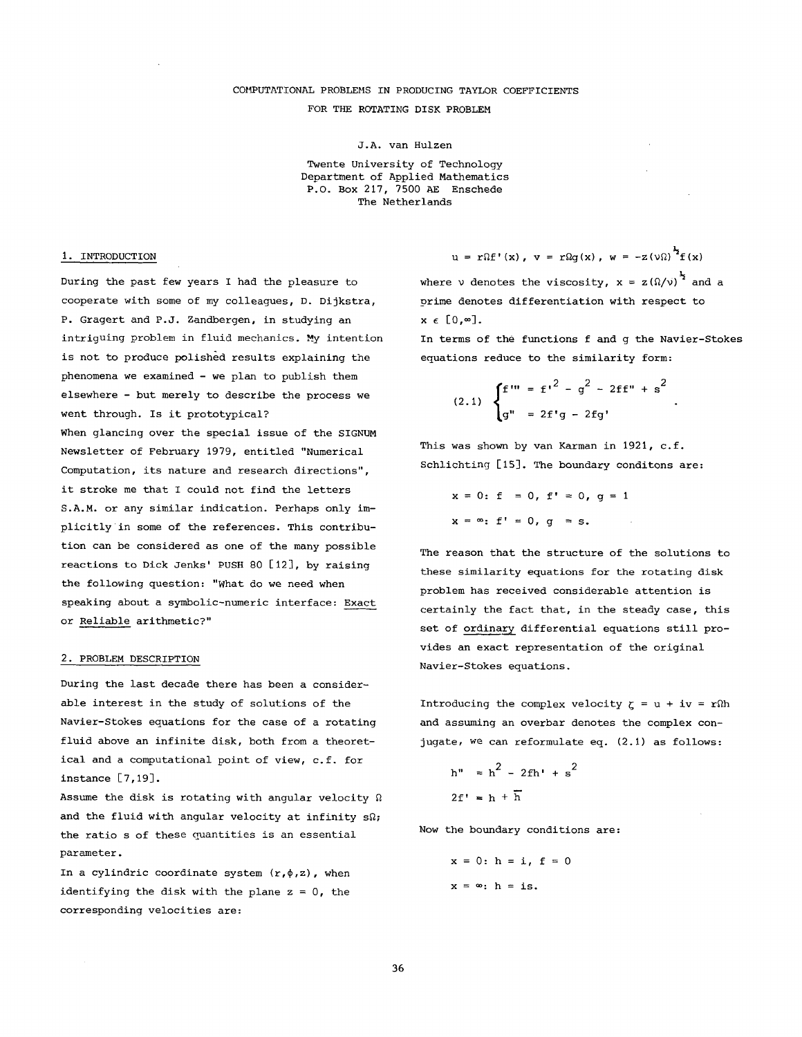# COMPUTATIONAL PROBLEMS IN PRODUCING TAYLOR COEFFICIENTS FOR THE ROTATING DISK PROBLEM

J.A. van Hulzen

Twente University of Technology
Department of Applied Mathematics
P.O. Box 217, 7500 AE Enschede
The Netherlands

## 1. INTRODUCTION

During the past few years I had the pleasure to cooperate with some of my colleagues, D. Dijkstra, P. Gragert and P.J. Zandbergen, in studying an intriguing problem in fluid mechanics. My intention is not to produce polished results explaining the phenomena we examined - we plan to publish them elsewhere - but merely to describe the process we went through. Is it prototypical?

When glancing over the special issue of the SIGNUM Newsletter of February 1979, entitled "Numerical Computation, its nature and research directions", it stroke me that I could not find the letters S.A.M. or any similar indication. Perhaps only implicitly in some of the references. This contribution can be considered as one of the many possible reactions to Dick Jenks' PUSH 80 [12], by raising the following question: "What do we need when speaking about a symbolic-numeric interface: Exact or Reliable arithmetic?"

## 2. PROBLEM DESCRIPTION

During the last decade there has been a considerable interest in the study of solutions of the Navier-Stokes equations for the case of a rotating fluid above an infinite disk, both from a theoretical and a computational point of view, c.f. for instance [7,19].

Assume the disk is rotating with angular velocity $\Omega$ and the fluid with angular velocity at infinity $s\Omega$; the ratio s of these quantities is an essential parameter.

In a cylindric coordinate system $(r,\phi,z)$, when identifying the disk with the plane $z = 0$, the corresponding velocities are:

$$u = r\Omega f'(x),\ v = r\Omega g(x),\ w = -z(\nu\Omega)^{\frac{1}{2}} f(x)$$

where $\nu$ denotes the viscosity, $x = z(\Omega/\nu)^{\frac{1}{2}}$ and a prime denotes differentiation with respect to $x \in [0,\infty]$.

In terms of the functions f and g the Navier-Stokes equations reduce to the similarity form:

$$(2.1)\quad \begin{cases} f''' = f'^2 - g^2 - 2ff'' + s^2 \\ g'' = 2f'g - 2fg' \end{cases}.$$

This was shown by van Karman in 1921, c.f. Schlichting [15]. The boundary conditons are:

$$x = 0:\ f = 0,\ f' = 0,\ g = 1$$

$$x = \infty:\ f' = 0,\ g = s.$$

The reason that the structure of the solutions to these similarity equations for the rotating disk problem has received considerable attention is certainly the fact that, in the steady case, this set of ordinary differential equations still provides an exact representation of the original Navier-Stokes equations.

Introducing the complex velocity $\zeta = u + iv = r\Omega h$ and assuming an overbar denotes the complex conjugate, we can reformulate eq. (2.1) as follows:

$$h'' = h^2 - 2fh' + s^2$$

$$2f' = h + \overline{h}$$

Now the boundary conditions are:

$$x = 0:\ h = i,\ f = 0$$

$$x = \infty:\ h = is.$$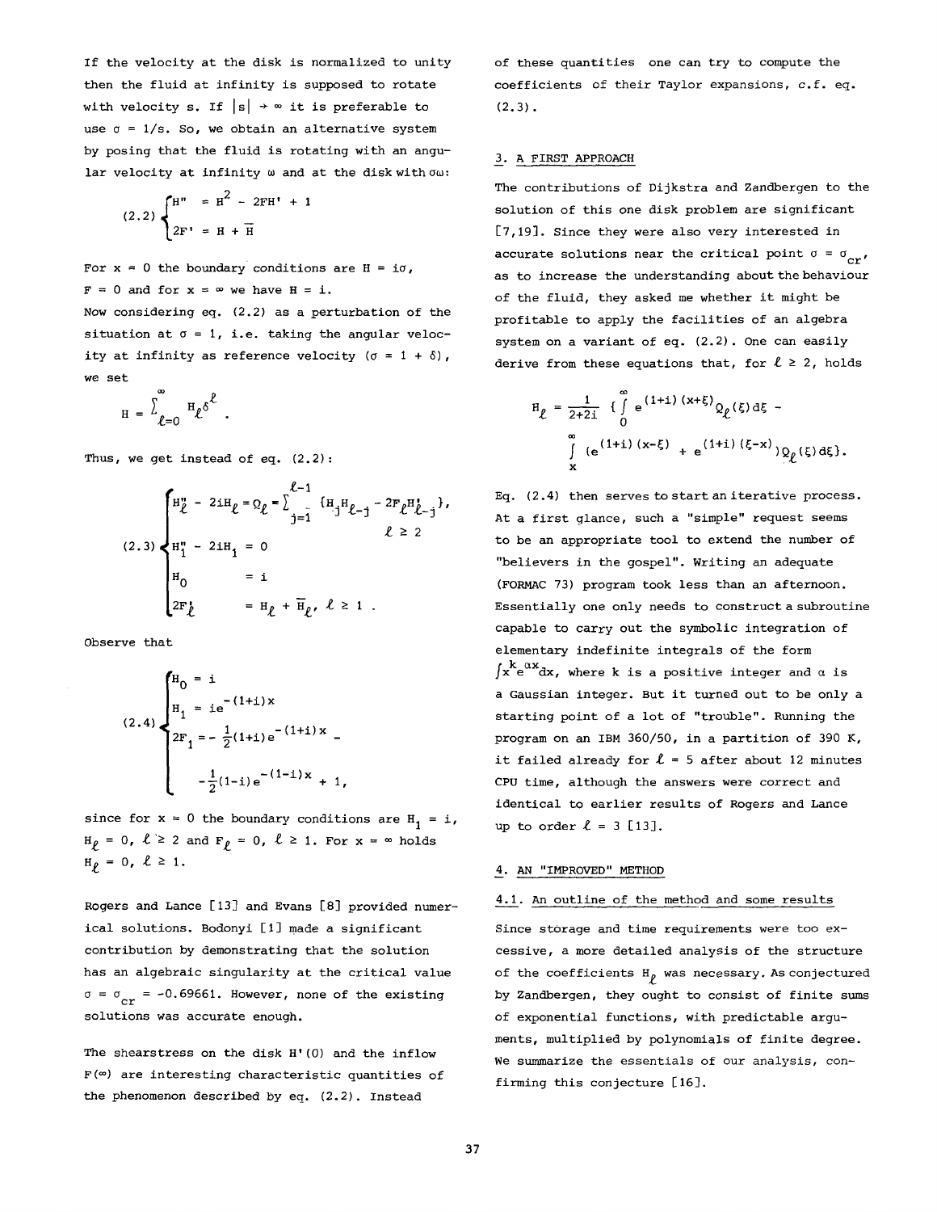If the velocity at the disk is normalized to unity then the fluid at infinity is supposed to rotate with velocity s. If $|s| \to \infty$ it is preferable to use $\sigma = 1/s$. So, we obtain an alternative system by posing that the fluid is rotating with an angular velocity at infinity $\omega$ and at the disk with $\sigma\omega$:

$$
(2.2)\begin{cases} H'' = H^2 - 2FH' + 1 \\ 2F' = H + \overline{H} \end{cases}
$$

For $x = 0$ the boundary conditions are $H = i\sigma$, $F = 0$ and for $x = \infty$ we have $H = i$.
Now considering eq. (2.2) as a perturbation of the situation at $\sigma = 1$, i.e. taking the angular velocity at infinity as reference velocity ($\sigma = 1 + \delta$), we set

$$
H = \sum_{\ell=0}^{\infty} H_\ell \delta^\ell .
$$

Thus, we get instead of eq. (2.2):

$$
(2.3)\begin{cases} H_\ell'' - 2iH_\ell = Q_\ell = \sum_{j=1}^{\ell-1} \{H_j H_{\ell-j} - 2F_\ell H_{\ell-j}'\}, \quad \ell \geq 2 \\ H_1'' - 2iH_1 = 0 \\ H_0 = i \\ 2F_\ell' = H_\ell + \overline{H}_\ell, \quad \ell \geq 1 . \end{cases}
$$

Observe that

$$
(2.4)\begin{cases} H_0 = i \\ H_1 = ie^{-(1+i)x} \\ 2F_1 = -\frac{1}{2}(1+i)e^{-(1+i)x} - \\ \quad -\frac{1}{2}(1-i)e^{-(1-i)x} + 1, \end{cases}
$$

since for $x = 0$ the boundary conditions are $H_1 = i$, $H_\ell = 0$, $\ell \geq 2$ and $F_\ell = 0$, $\ell \geq 1$. For $x = \infty$ holds $H_\ell = 0$, $\ell \geq 1$.

Rogers and Lance [13] and Evans [8] provided numerical solutions. Bodonyi [1] made a significant contribution by demonstrating that the solution has an algebraic singularity at the critical value $\sigma = \sigma_{cr} = -0.69661$. However, none of the existing solutions was accurate enough.

The shearstress on the disk $H'(0)$ and the inflow $F(\infty)$ are interesting characteristic quantities of the phenomenon described by eq. (2.2). Instead of these quantities one can try to compute the coefficients of their Taylor expansions, c.f. eq. (2.3).

## 3. A FIRST APPROACH

The contributions of Dijkstra and Zandbergen to the solution of this one disk problem are significant [7,19]. Since they were also very interested in accurate solutions near the critical point $\sigma = \sigma_{cr}$, as to increase the understanding about the behaviour of the fluid, they asked me whether it might be profitable to apply the facilities of an algebra system on a variant of eq. (2.2). One can easily derive from these equations that, for $\ell \geq 2$, holds

$$
H_\ell = \frac{1}{2+2i} \{ \int_0^\infty e^{(1+i)(x+\xi)} Q_\ell(\xi) d\xi - \int_x^\infty (e^{(1+i)(x-\xi)} + e^{(1+i)(\xi-x)}) Q_\ell(\xi) d\xi \}.
$$

Eq. (2.4) then serves to start an iterative process. At a first glance, such a "simple" request seems to be an appropriate tool to extend the number of "believers in the gospel". Writing an adequate (FORMAC 73) program took less than an afternoon. Essentially one only needs to construct a subroutine capable to carry out the symbolic integration of elementary indefinite integrals of the form $\int x^k e^{\alpha x} dx$, where k is a positive integer and $\alpha$ is a Gaussian integer. But it turned out to be only a starting point of a lot of "trouble". Running the program on an IBM 360/50, in a partition of 390 K, it failed already for $\ell = 5$ after about 12 minutes CPU time, although the answers were correct and identical to earlier results of Rogers and Lance up to order $\ell = 3$ [13].

## 4. AN "IMPROVED" METHOD

### 4.1. An outline of the method and some results

Since storage and time requirements were too excessive, a more detailed analysis of the structure of the coefficients $H_\ell$ was necessary. As conjectured by Zandbergen, they ought to consist of finite sums of exponential functions, with predictable arguments, multiplied by polynomials of finite degree. We summarize the essentials of our analysis, confirming this conjecture [16].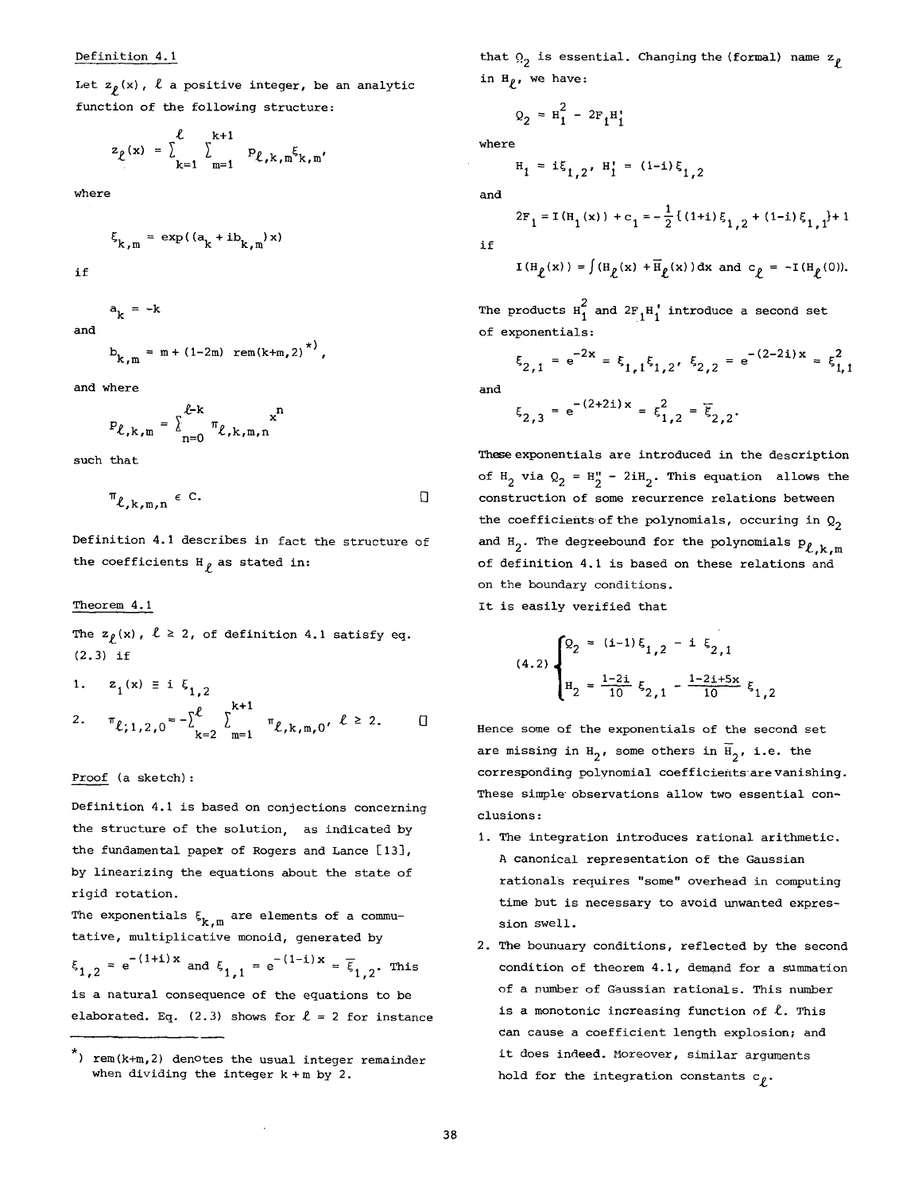Definition 4.1

Let $z_\ell(x)$, $\ell$ a positive integer, be an analytic function of the following structure:

$$z_\ell(x) = \sum_{k=1}^{\ell} \sum_{m=1}^{k+1} p_{\ell,k,m}\xi_{k,m},$$

where

$$\xi_{k,m} = \exp((a_k + ib_{k,m})x)$$

if

$$a_k = -k$$

and

$$b_{k,m} = m + (1-2m)\ \mathrm{rem}(k+m,2)^{*)},$$

and where

$$p_{\ell,k,m} = \sum_{n=0}^{\ell-k} \pi_{\ell,k,m,n}\, x^n$$

such that

$$\pi_{\ell,k,m,n} \in C. \qquad \square$$

Definition 4.1 describes in fact the structure of the coefficients $H_\ell$ as stated in:

Theorem 4.1

The $z_\ell(x)$, $\ell \geq 2$, of definition 4.1 satisfy eq. (2.3) if

1. $z_1(x) \equiv i\,\xi_{1,2}$
2. $\pi_{\ell;1,2,0} = -\sum_{k=2}^{\ell} \sum_{m=1}^{k+1} \pi_{\ell,k,m,0}, \ \ell \geq 2.$ $\square$

Proof (a sketch):

Definition 4.1 is based on conjections concerning the structure of the solution, as indicated by the fundamental paper of Rogers and Lance [13], by linearizing the equations about the state of rigid rotation.

The exponentials $\xi_{k,m}$ are elements of a commutative, multiplicative monoid, generated by $\xi_{1,2} = e^{-(1+i)x}$ and $\xi_{1,1} = e^{-(1-i)x} = \overline{\xi}_{1,2}$. This is a natural consequence of the equations to be elaborated. Eq. (2.3) shows for $\ell = 2$ for instance that $Q_2$ is essential. Changing the (formal) name $z_\ell$ in $H_\ell$, we have:

$$Q_2 = H_1^2 - 2F_1H_1'$$

where

$$H_1 = i\xi_{1,2},\ H_1' = (1-i)\xi_{1,2}$$

and

$$2F_1 = I(H_1(x)) + c_1 = -\tfrac{1}{2}\{(1+i)\xi_{1,2} + (1-i)\xi_{1,1}\} + 1$$

if

$$I(H_\ell(x)) = \int (H_\ell(x) + \overline{H}_\ell(x))dx \text{ and } c_\ell = -I(H_\ell(0)).$$

The products $H_1^2$ and $2F_1H_1'$ introduce a second set of exponentials:

$$\xi_{2,1} = e^{-2x} = \xi_{1,1}\xi_{1,2},\ \xi_{2,2} = e^{-(2-2i)x} = \xi_{1,1}^2$$

and

$$\xi_{2,3} = e^{-(2+2i)x} = \xi_{1,2}^2 = \overline{\xi}_{2,2}.$$

These exponentials are introduced in the description of $H_2$ via $Q_2 = H_2'' - 2iH_2$. This equation allows the construction of some recurrence relations between the coefficients of the polynomials, occuring in $Q_2$ and $H_2$. The degreebound for the polynomials $p_{\ell,k,m}$ of definition 4.1 is based on these relations and on the boundary conditions.

It is easily verified that

$$(4.2)\quad \begin{cases} Q_2 = (i-1)\xi_{1,2} - i\,\xi_{2,1} \\ H_2 = \frac{1-2i}{10}\xi_{2,1} - \frac{1-2i+5x}{10}\xi_{1,2} \end{cases}$$

Hence some of the exponentials of the second set are missing in $H_2$, some others in $\overline{H}_2$, i.e. the corresponding polynomial coefficients are vanishing. These simple observations allow two essential conclusions:

1. The integration introduces rational arithmetic. A canonical representation of the Gaussian rationals requires "some" overhead in computing time but is necessary to avoid unwanted expression swell.
2. The bounuary conditions, reflected by the second condition of theorem 4.1, demand for a summation of a number of Gaussian rationals. This number is a monotonic increasing function of $\ell$. This can cause a coefficient length explosion; and it does indeed. Moreover, similar arguments hold for the integration constants $c_\ell$.

---

*) rem(k+m,2) denotes the usual integer remainder when dividing the integer k + m by 2.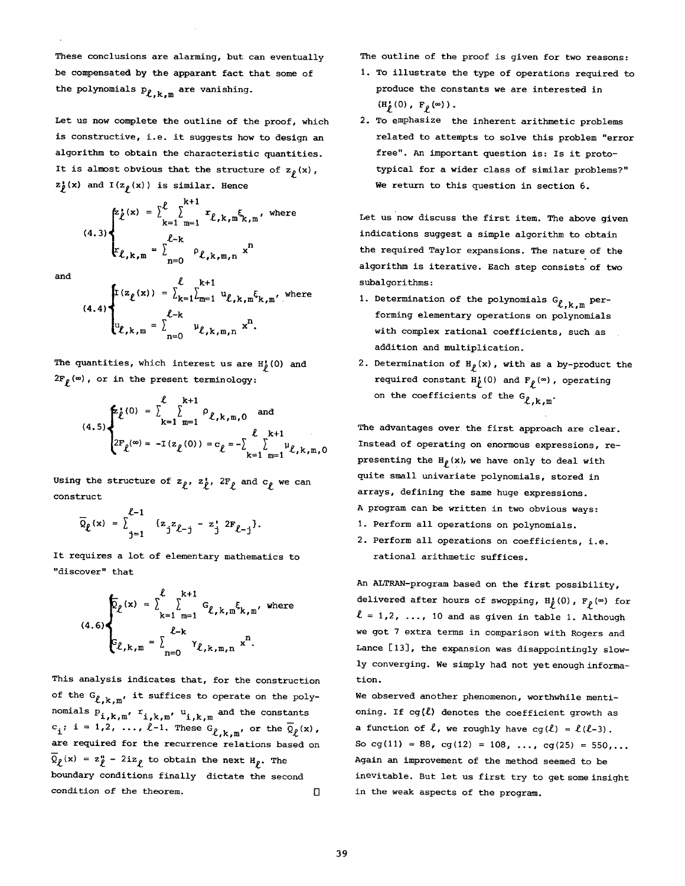These conclusions are alarming, but can eventually be compensated by the apparant fact that some of the polynomials $p_{\ell,k,m}$ are vanishing.

Let us now complete the outline of the proof, which is constructive, i.e. it suggests how to design an algorithm to obtain the characteristic quantities. It is almost obvious that the structure of $z_\ell(x)$, $z_\ell'(x)$ and $I(z_\ell(x))$ is similar. Hence

$$
(4.3)\begin{cases} z_\ell'(x) = \sum_{k=1}^{\ell} \sum_{m=1}^{k+1} r_{\ell,k,m}\xi_{k,m}, \text{ where} \\ r_{\ell,k,m} = \sum_{n=0}^{\ell-k} \rho_{\ell,k,m,n}\, x^n \end{cases}
$$

and

$$
(4.4)\begin{cases} I(z_\ell(x)) = \sum_{k=1}^{\ell}\sum_{m=1}^{k+1} u_{\ell,k,m}\xi_{k,m}, \text{ where} \\ u_{\ell,k,m} = \sum_{n=0}^{\ell-k} \mu_{\ell,k,m,n}\, x^n. \end{cases}
$$

The quantities, which interest us are $H_\ell'(0)$ and $2F_\ell(\infty)$, or in the present terminology:

$$
(4.5)\begin{cases} z_\ell'(0) = \sum_{k=1}^{\ell}\sum_{m=1}^{k+1} \rho_{\ell,k,m,0} \quad \text{and} \\ 2F_\ell(\infty) = -I(z_\ell(0)) = c_\ell = -\sum_{k=1}^{\ell}\sum_{m=1}^{k+1} \mu_{\ell,k,m,0} \end{cases}
$$

Using the structure of $z_\ell$, $z_\ell'$, $2F_\ell$ and $c_\ell$ we can construct

$$
\bar{Q}_\ell(x) = \sum_{j=1}^{\ell-1} \{z_j z_{\ell-j} - z_j'\, 2F_{\ell-j}\}.
$$

It requires a lot of elementary mathematics to "discover" that

$$
(4.6)\begin{cases} \bar{Q}_\ell(x) = \sum_{k=1}^{\ell}\sum_{m=1}^{k+1} G_{\ell,k,m}\xi_{k,m}, \text{ where} \\ G_{\ell,k,m} = \sum_{n=0}^{\ell-k} \gamma_{\ell,k,m,n}\, x^n. \end{cases}
$$

This analysis indicates that, for the construction of the $G_{\ell,k,m}$, it suffices to operate on the polynomials $p_{i,k,m}$, $r_{i,k,m}$, $u_{i,k,m}$ and the constants $c_i$; $i = 1,2, \ldots, \ell-1$. These $G_{\ell,k,m}$, or the $\bar{Q}_\ell(x)$, are required for the recurrence relations based on $\bar{Q}_\ell(x) = z_\ell'' - 2iz_\ell$ to obtain the next $H_\ell$. The boundary conditions finally dictate the second condition of the theorem. □

The outline of the proof is given for two reasons:

1. To illustrate the type of operations required to produce the constants we are interested in ($H_\ell'(0)$, $F_\ell(\infty)$).
2. To emphasize the inherent arithmetic problems related to attempts to solve this problem "error free". An important question is: Is it prototypical for a wider class of similar problems?" We return to this question in section 6.

Let us now discuss the first item. The above given indications suggest a simple algorithm to obtain the required Taylor expansions. The nature of the algorithm is iterative. Each step consists of two subalgorithms:

1. Determination of the polynomials $G_{\ell,k,m}$ performing elementary operations on polynomials with complex rational coefficients, such as addition and multiplication.
2. Determination of $H_\ell(x)$, with as a by-product the required constant $H_\ell'(0)$ and $F_\ell(\infty)$, operating on the coefficients of the $G_{\ell,k,m}$.

The advantages over the first approach are clear. Instead of operating on enormous expressions, representing the $H_\ell(x)$, we have only to deal with quite small univariate polynomials, stored in arrays, defining the same huge expressions.

A program can be written in two obvious ways:

1. Perform all operations on polynomials.
2. Perform all operations on coefficients, i.e. rational arithmetic suffices.

An ALTRAN-program based on the first possibility, delivered after hours of swopping, $H_\ell'(0)$, $F_\ell(\infty)$ for $\ell = 1,2, \ldots, 10$ and as given in table 1. Although we got 7 extra terms in comparison with Rogers and Lance [13], the expansion was disappointingly slowly converging. We simply had not yet enough information.

We observed another phenomenon, worthwhile mentioning. If $cg(\ell)$ denotes the coefficient growth as a function of $\ell$, we roughly have $cg(\ell) = \ell(\ell-3)$. So $cg(11) = 88$, $cg(12) = 108, \ldots, cg(25) = 550, \ldots$ Again an improvement of the method seemed to be inevitable. But let us first try to get some insight in the weak aspects of the program.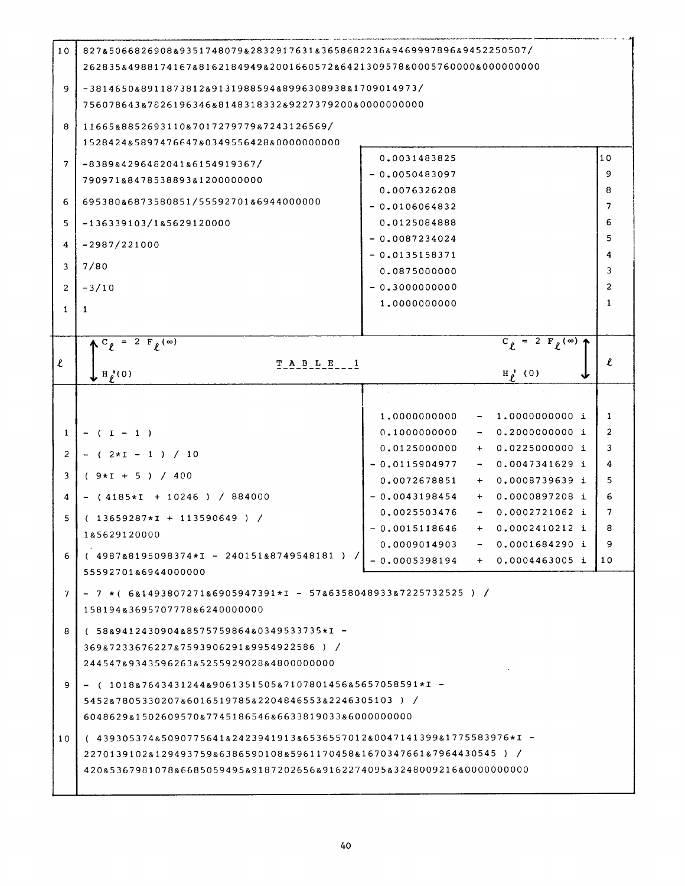| $\ell$ | $C_\ell = 2\,F_\ell(\infty)$ (exact) | $C_\ell = 2\,F_\ell(\infty)$ (decimal) | $\ell$ |
|---|---|---|---|
| 10 | 827&5066826908&9351748079&2832917631&3658682236&9469997896&9452250507/ 262835&4988174167&8162184949&2001660572&6421309578&0005760000&000000000 | 0.0031483825 | 10 |
| 9 | -3814650&8911873812&9131988594&8996308938&1709014973/ 756078643&7826196346&8148318332&9227379200&0000000000 | - 0.0050483097 | 9 |
| 8 | 11665&8852693110&7017279779&7243126569/ 1528424&5897476647&0349556428&0000000000 | 0.0076326208 | 8 |
| 7 | -8389&4296482041&6154919367/ 790971&8478538893&1200000000 | - 0.0106064832 | 7 |
| 6 | 695380&6873580851/55592701&6944000000 | 0.0125084888 | 6 |
| 5 | -136339103/1&5629120000 | - 0.0087234024 | 5 |
| 4 | -2987/221000 | - 0.0135158371 | 4 |
| 3 | 7/80 | 0.0875000000 | 3 |
| 2 | -3/10 | - 0.3000000000 | 2 |
| 1 | 1 | 1.0000000000 | 1 |

**T A B L E   1**

| $\ell$ | $H'_\ell(0)$ (exact) | $H'_\ell(0)$ (decimal) | $\ell$ |
|---|---|---|---|
| 1 | - ( I - 1 ) | 1.0000000000 - 1.0000000000 i | 1 |
| 2 | - ( 2*I - 1 ) / 10 | 0.1000000000 - 0.2000000000 i | 2 |
| 3 | ( 9*I + 5 ) / 400 | 0.0125000000 + 0.0225000000 i | 3 |
| 4 | - ( 4185*I + 10246 ) / 884000 | - 0.0115904977 - 0.0047341629 i | 4 |
| 5 | ( 13659287*I + 113590649 ) / 1&5629120000 | 0.0072678851 + 0.0008739639 i | 5 |
| 6 | ( 4987&8195098374*I - 240151&8749548181 ) / 55592701&6944000000 | - 0.0043198454 + 0.0000897208 i | 6 |
| 7 | - 7 *( 6&1493807271&6905947391*I - 57&6358048933&7225732525 ) / 158194&3695707778&6240000000 | 0.0025503476 - 0.0002721062 i | 7 |
| 8 | ( 58&9412430904&8575759864&0349533735*I - 369&7233676227&7593906291&9954922586 ) / 244547&9343596263&5255929028&4800000000 | - 0.0015118646 + 0.0002410212 i | 8 |
| 9 | - ( 1018&7643431244&9061351505&7107801456&5657058591*I - 5452&7805330207&6016519785&2204846553&2246305103 ) / 6048629&1502609570&7745186546&6633819033&6000000000 | 0.0009014903 - 0.0001684290 i | 9 |
| 10 | ( 439305374&5090775641&2423941913&6536557012&0047141399&1775583976*I - 2270139102&129493759&6386590108&5961170458&1670347661&7964430545 ) / 420&5367981078&6685059495&9187202656&9162274095&3248009216&0000000000 | - 0.0005398194 + 0.0004463005 i | 10 |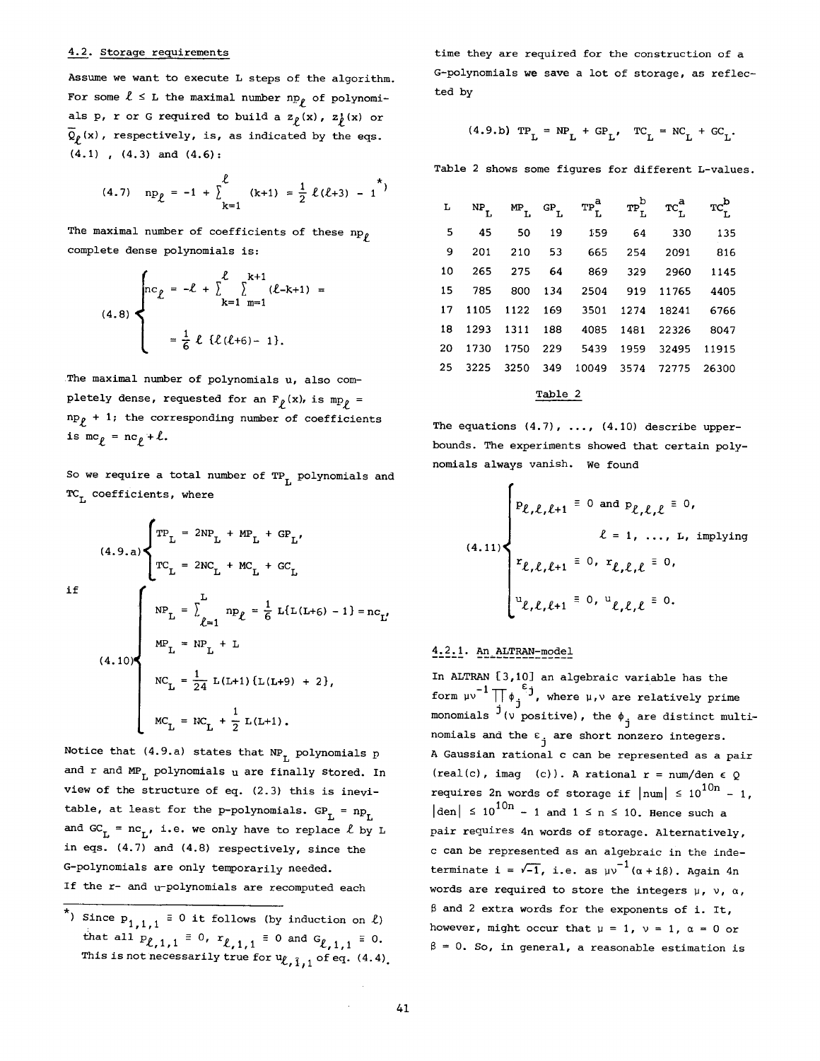### 4.2. Storage requirements

Assume we want to execute L steps of the algorithm. For some $\ell \le L$ the maximal number $np_\ell$ of polynomials p, r or G required to build a $z_\ell(x)$, $z_\ell^1(x)$ or $\bar{Q}_\ell(x)$, respectively, is, as indicated by the eqs. (4.1), (4.3) and (4.6):

$$(4.7)\quad np_\ell = -1 + \sum_{k=1}^{\ell} (k+1) = \frac{1}{2}\ell(\ell+3) - 1 \,^{*)}$$

The maximal number of coefficients of these $np_\ell$ complete dense polynomials is:

$$(4.8)\quad \begin{cases} nc_\ell = -\ell + \sum_{k=1}^{\ell}\sum_{m=1}^{k+1} (\ell-k+1) = \\ \quad = \frac{1}{6}\ell\{\ell(\ell+6) - 1\}. \end{cases}$$

The maximal number of polynomials u, also completely dense, requested for an $F_\ell(x)$, is $mp_\ell = np_\ell + 1$; the corresponding number of coefficients is $mc_\ell = nc_\ell + \ell$.

So we require a total number of $TP_L$ polynomials and $TC_L$ coefficients, where

$$(4.9.a)\quad \begin{cases} TP_L = 2NP_L + MP_L + GP_L, \\ TC_L = 2NC_L + MC_L + GC_L \end{cases}$$

if

$$(4.10)\quad \begin{cases} NP_L = \sum_{\ell=1}^{L} np_\ell = \frac{1}{6}L\{L(L+6) - 1\} = nc_L, \\ MP_L = NP_L + L \\ NC_L = \frac{1}{24}L(L+1)\{L(L+9) + 2\}, \\ MC_L = NC_L + \frac{1}{2}L(L+1). \end{cases}$$

Notice that (4.9.a) states that $NP_L$ polynomials p and r and $MP_L$ polynomials u are finally stored. In view of the structure of eq. (2.3) this is inevitable, at least for the p-polynomials. $GP_L = np_L$ and $GC_L = nc_L$, i.e. we only have to replace $\ell$ by L in eqs. (4.7) and (4.8) respectively, since the G-polynomials are only temporarily needed.

If the r- and u-polynomials are recomputed each time they are required for the construction of a G-polynomials we save a lot of storage, as reflected by

$$(4.9.b)\quad TP_L = NP_L + GP_L, \quad TC_L = NC_L + GC_L.$$

Table 2 shows some figures for different L-values.

| L | $NP_L$ | $MP_L$ | $GP_L$ | $TP_L^a$ | $TP_L^b$ | $TC_L^a$ | $TC_L^b$ |
|---|---|---|---|---|---|---|---|
| 5 | 45 | 50 | 19 | 159 | 64 | 330 | 135 |
| 9 | 201 | 210 | 53 | 665 | 254 | 2091 | 816 |
| 10 | 265 | 275 | 64 | 869 | 329 | 2960 | 1145 |
| 15 | 785 | 800 | 134 | 2504 | 919 | 11765 | 4405 |
| 17 | 1105 | 1122 | 169 | 3501 | 1274 | 18241 | 6766 |
| 18 | 1293 | 1311 | 188 | 4085 | 1481 | 22326 | 8047 |
| 20 | 1730 | 1750 | 229 | 5439 | 1959 | 32495 | 11915 |
| 25 | 3225 | 3250 | 349 | 10049 | 3574 | 72775 | 26300 |

Table 2

The equations (4.7), ..., (4.10) describe upperbounds. The experiments showed that certain polynomials always vanish. We found

$$(4.11)\quad \begin{cases} p_{\ell,\ell,\ell+1} \equiv 0 \text{ and } p_{\ell,\ell,\ell} \equiv 0, \\ \qquad \ell = 1, \ldots, L, \text{ implying} \\ r_{\ell,\ell,\ell+1} \equiv 0,\ r_{\ell,\ell,\ell} \equiv 0, \\ u_{\ell,\ell,\ell+1} \equiv 0,\ u_{\ell,\ell,\ell} \equiv 0. \end{cases}$$

#### 4.2.1. An ALTRAN-model

In ALTRAN [3,10] an algebraic variable has the form $\mu\nu^{-1}\prod_j \phi_j^{\epsilon_j}$, where $\mu,\nu$ are relatively prime monomials ($\nu$ positive), the $\phi_j$ are distinct multinomials and the $\epsilon_j$ are short nonzero integers.

A Gaussian rational c can be represented as a pair (real(c), imag (c)). A rational r = num/den $\in$ Q requires 2n words of storage if $|num| \le 10^{10n} - 1$, $|den| \le 10^{10n} - 1$ and $1 \le n \le 10$. Hence such a pair requires 4n words of storage. Alternatively, c can be represented as an algebraic in the indeterminate $i = \sqrt{-1}$, i.e. as $\mu\nu^{-1}(\alpha + i\beta)$. Again 4n words are required to store the integers $\mu$, $\nu$, $\alpha$, $\beta$ and 2 extra words for the exponents of i. It, however, might occur that $\mu = 1$, $\nu = 1$, $\alpha = 0$ or $\beta = 0$. So, in general, a reasonable estimation is

---

*) Since $p_{1,1,1} \equiv 0$ it follows (by induction on $\ell$) that all $p_{\ell,1,1} \equiv 0$, $r_{\ell,1,1} \equiv 0$ and $G_{\ell,1,1} \equiv 0$. This is not necessarily true for $u_{\ell,\bar{1},1}$ of eq. (4.4).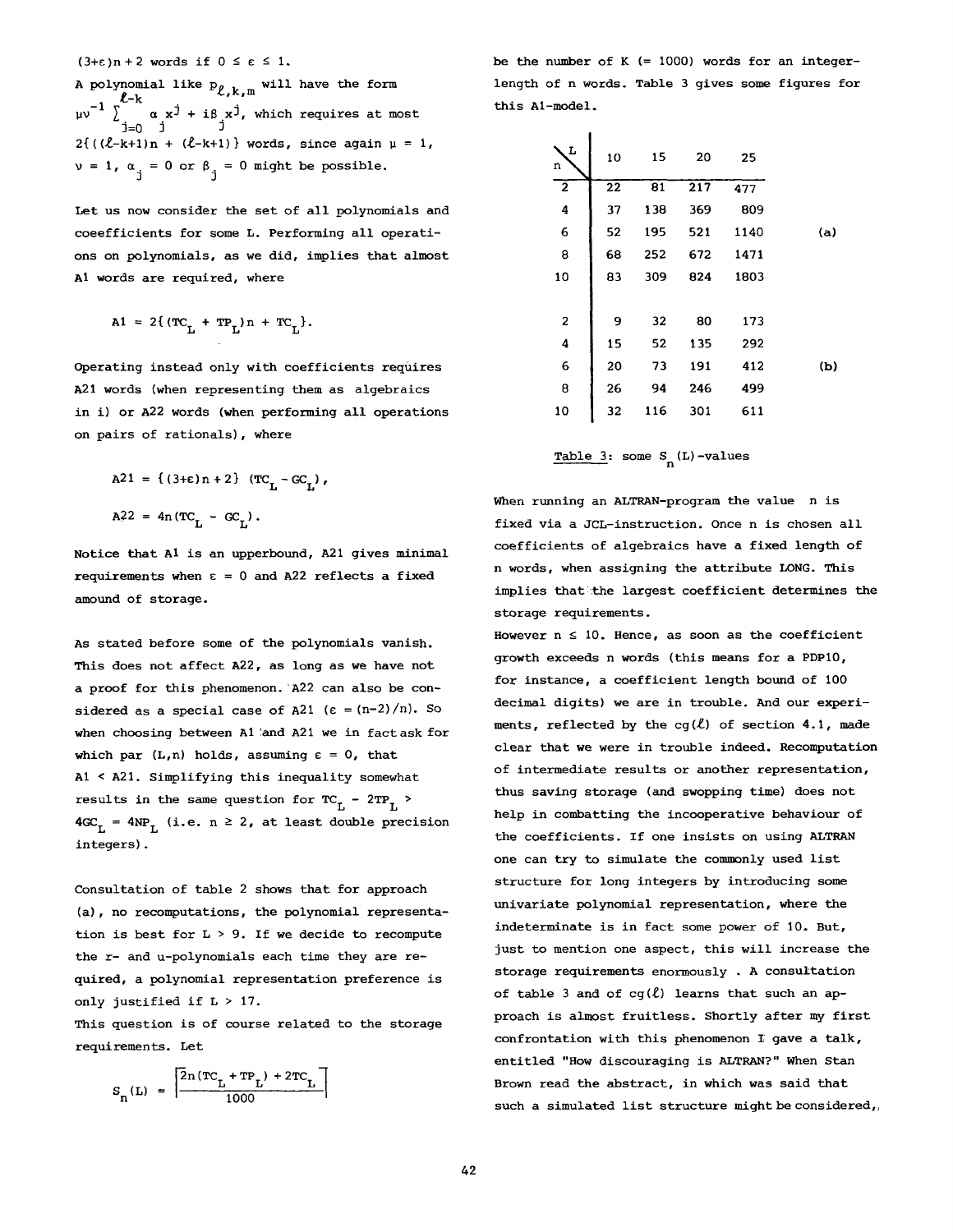$(3+\varepsilon)n+2$ words if $0 \le \varepsilon \le 1$.

A polynomial like $p_{\ell,k,m}$ will have the form $\mu\nu^{-1} \sum_{j=0}^{\ell-k} \alpha_j x^j + i\beta_j x^j$, which requires at most $2\{((\ell-k+1)n + (\ell-k+1)\}$ words, since again $\mu = 1$, $\nu = 1$, $\alpha_j = 0$ or $\beta_j = 0$ might be possible.

Let us now consider the set of all polynomials and coeefficients for some L. Performing all operations on polynomials, as we did, implies that almost A1 words are required, where

$$A1 = 2\{(TC_L + TP_L)n + TC_L\}.$$

Operating instead only with coefficients requires A21 words (when representing them as algebraics in i) or A22 words (when performing all operations on pairs of rationals), where

$$A21 = \{(3+\varepsilon)n+2\}(TC_L - GC_L),$$

$$A22 = 4n(TC_L - GC_L).$$

Notice that A1 is an upperbound, A21 gives minimal requirements when $\varepsilon = 0$ and A22 reflects a fixed amound of storage.

As stated before some of the polynomials vanish. This does not affect A22, as long as we have not a proof for this phenomenon. A22 can also be considered as a special case of A21 ($\varepsilon = (n-2)/n$). So when choosing between A1 and A21 we in fact ask for which par (L,n) holds, assuming $\varepsilon = 0$, that A1 < A21. Simplifying this inequality somewhat results in the same question for $TC_L - 2TP_L > 4GC_L = 4NP_L$ (i.e. $n \ge 2$, at least double precision integers).

Consultation of table 2 shows that for approach (a), no recomputations, the polynomial representation is best for L > 9. If we decide to recompute the r- and u-polynomials each time they are required, a polynomial representation preference is only justified if L > 17.

This question is of course related to the storage requirements. Let

$$S_n(L) = \left\lceil \frac{2n(TC_L + TP_L) + 2TC_L}{1000} \right\rceil$$

be the number of K (= 1000) words for an integer-length of n words. Table 3 gives some figures for this A1-model.

| n \ L | 10 | 15 | 20 | 25 | |
|---|---|---|---|---|---|
| 2 | 22 | 81 | 217 | 477 | (a) |
| 4 | 37 | 138 | 369 | 809 | |
| 6 | 52 | 195 | 521 | 1140 | |
| 8 | 68 | 252 | 672 | 1471 | |
| 10 | 83 | 309 | 824 | 1803 | |
| 2 | 9 | 32 | 80 | 173 | (b) |
| 4 | 15 | 52 | 135 | 292 | |
| 6 | 20 | 73 | 191 | 412 | |
| 8 | 26 | 94 | 246 | 499 | |
| 10 | 32 | 116 | 301 | 611 | |

Table 3: some $S_n(L)$-values

When running an ALTRAN-program the value n is fixed via a JCL-instruction. Once n is chosen all coefficients of algebraics have a fixed length of n words, when assigning the attribute LONG. This implies that the largest coefficient determines the storage requirements.

However $n \le 10$. Hence, as soon as the coefficient growth exceeds n words (this means for a PDP10, for instance, a coefficient length bound of 100 decimal digits) we are in trouble. And our experiments, reflected by the $cg(\ell)$ of section 4.1, made clear that we were in trouble indeed. Recomputation of intermediate results or another representation, thus saving storage (and swopping time) does not help in combatting the incooperative behaviour of the coefficients. If one insists on using ALTRAN one can try to simulate the commonly used list structure for long integers by introducing some univariate polynomial representation, where the indeterminate is in fact some power of 10. But, just to mention one aspect, this will increase the storage requirements enormously . A consultation of table 3 and of $cg(\ell)$ learns that such an approach is almost fruitless. Shortly after my first confrontation with this phenomenon I gave a talk, entitled "How discouraging is ALTRAN?" When Stan Brown read the abstract, in which was said that such a simulated list structure might be considered,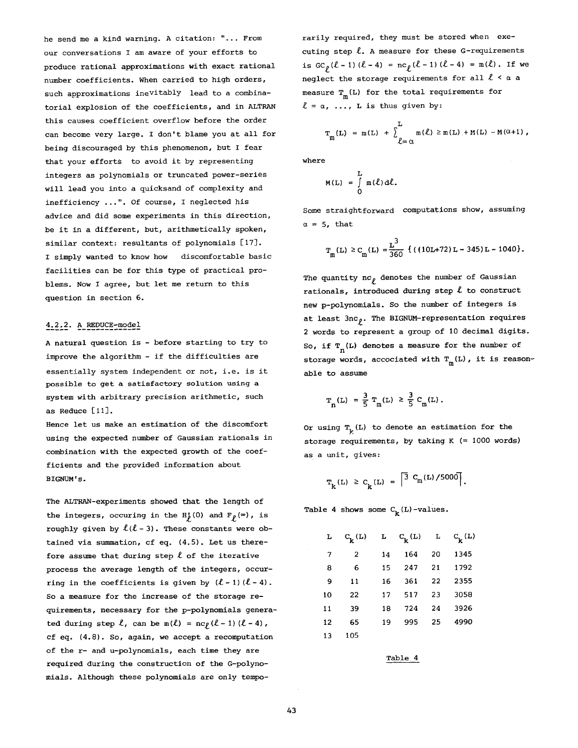he send me a kind warning. A citation: "... From our conversations I am aware of your efforts to produce rational approximations with exact rational number coefficients. When carried to high orders, such approximations inevitably lead to a combinatorial explosion of the coefficients, and in ALTRAN this causes coefficient overflow before the order can become very large. I don't blame you at all for being discouraged by this phenomenon, but I fear that your efforts to avoid it by representing integers as polynomials or truncated power-series will lead you into a quicksand of complexity and inefficiency ...". Of course, I neglected his advice and did some experiments in this direction, be it in a different, but, arithmetically spoken, similar context: resultants of polynomials [17]. I simply wanted to know how discomfortable basic facilities can be for this type of practical problems. Now I agree, but let me return to this question in section 6.

#### 4.2.2. A REDUCE-model

A natural question is - before starting to try to improve the algorithm - if the difficulties are essentially system independent or not, i.e. is it possible to get a satisfactory solution using a system with arbitrary precision arithmetic, such as Reduce [11].

Hence let us make an estimation of the discomfort using the expected number of Gaussian rationals in combination with the expected growth of the coefficients and the provided information about BIGNUM's.

The ALTRAN-experiments showed that the length of the integers, occuring in the $H_\ell'(0)$ and $F_\ell(\infty)$, is roughly given by $\ell(\ell-3)$. These constants were obtained via summation, cf eq. (4.5). Let us therefore assume that during step $\ell$ of the iterative process the average length of the integers, occurring in the coefficients is given by $(\ell-1)(\ell-4)$. So a measure for the increase of the storage requirements, necessary for the p-polynomials generated during step $\ell$, can be $m(\ell) = nc_\ell(\ell-1)(\ell-4)$, cf eq. (4.8). So, again, we accept a recomputation of the r- and u-polynomials, each time they are required during the construction of the G-polynomials. Although these polynomials are only temporarily required, they must be stored when executing step $\ell$. A measure for these G-requirements is $GC_\ell(\ell-1)(\ell-4) = nc_\ell(\ell-1)(\ell-4) = m(\ell)$. If we neglect the storage requirements for all $\ell < \alpha$ a measure $T_m(L)$ for the total requirements for $\ell = \alpha, \ldots, L$ is thus given by:

$$T_m(L) = m(L) + \sum_{\ell=\alpha}^{L} m(\ell) \geq m(L) + M(L) - M(\alpha+1),$$

where

$$M(L) = \int_0^L m(\ell)d\ell.$$

Some straightforward computations show, assuming $\alpha = 5$, that

$$T_m(L) \geq C_m(L) = \frac{L^3}{360}\{((10L+72)L - 345)L - 1040\}.$$

The quantity $nc_\ell$ denotes the number of Gaussian rationals, introduced during step $\ell$ to construct new p-polynomials. So the number of integers is at least $3nc_\ell$. The BIGNUM-representation requires 2 words to represent a group of 10 decimal digits. So, if $T_n(L)$ denotes a measure for the number of storage words, accociated with $T_m(L)$, it is reasonable to assume

$$T_n(L) = \frac{3}{5}T_m(L) \geq \frac{3}{5}C_m(L).$$

Or using $T_k(L)$ to denote an estimation for the storage requirements, by taking K (= 1000 words) as a unit, gives:

$$T_k(L) \geq C_k(L) = \lceil 3\ C_m(L)/5000 \rceil.$$

Table 4 shows some $C_k(L)$-values.

| L | $C_k(L)$ | L | $C_k(L)$ | L | $C_k(L)$ |
|---|---|---|---|---|---|
| 7 | 2 | 14 | 164 | 20 | 1345 |
| 8 | 6 | 15 | 247 | 21 | 1792 |
| 9 | 11 | 16 | 361 | 22 | 2355 |
| 10 | 22 | 17 | 517 | 23 | 3058 |
| 11 | 39 | 18 | 724 | 24 | 3926 |
| 12 | 65 | 19 | 995 | 25 | 4990 |
| 13 | 105 | | | | |

Table 4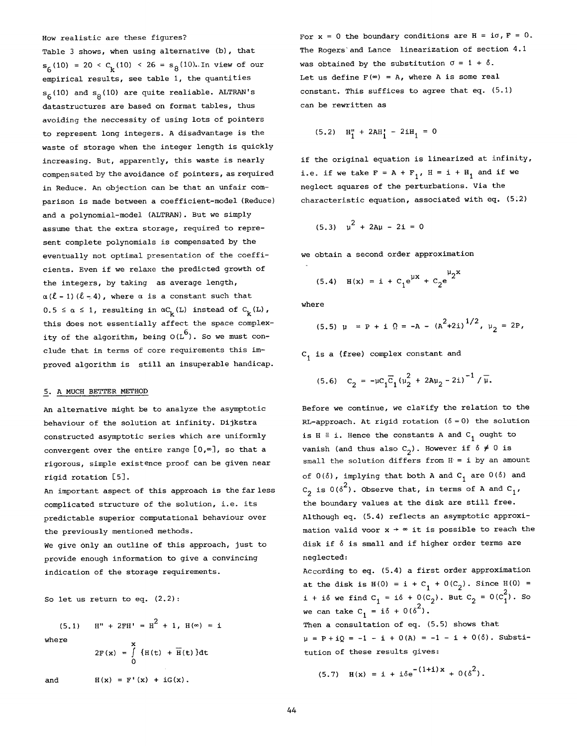How realistic are these figures?

Table 3 shows, when using alternative (b), that $s_6(10) = 20 < C_k(10) < 26 = s_8(10)$. In view of our empirical results, see table 1, the quantities $s_6(10)$ and $s_8(10)$ are quite realiable. ALTRAN's datastructures are based on format tables, thus avoiding the neccessity of using lots of pointers to represent long integers. A disadvantage is the waste of storage when the integer length is quickly increasing. But, apparently, this waste is nearly compensated by the avoidance of pointers, as required in Reduce. An objection can be that an unfair comparison is made between a coefficient-model (Reduce) and a polynomial-model (ALTRAN). But we simply assume that the extra storage, required to represent complete polynomials is compensated by the eventually not optimal presentation of the coefficients. Even if we relaxe the predicted growth of the integers, by taking as average length, $\alpha(\ell - 1)(\ell - 4)$, where $\alpha$ is a constant such that $0.5 \le \alpha \le 1$, resulting in $\alpha C_k(L)$ instead of $C_k(L)$, this does not essentially affect the space complexity of the algorithm, being $O(L^6)$. So we must conclude that in terms of core requirements this improved algorithm is still an insuperable handicap.

## 5. A MUCH BETTER METHOD

An alternative might be to analyze the asymptotic behaviour of the solution at infinity. Dijkstra constructed asymptotic series which are uniformly convergent over the entire range $[0,\infty]$, so that a rigorous, simple existence proof can be given near rigid rotation [5].

An important aspect of this approach is the far less complicated structure of the solution, i.e. its predictable superior computational behaviour over the previously mentioned methods.

We give only an outline of this approach, just to provide enough information to give a convincing indication of the storage requirements.

So let us return to eq. (2.2):

$$(5.1) \quad H'' + 2FH' = H^2 + 1, \; H(\infty) = i$$

where

$$2F(x) = \int_0^x \{H(t) + \overline{H}(t)\}dt$$

and

$$H(x) = F'(x) + iG(x).$$

For $x = 0$ the boundary conditions are $H = i\sigma$, $F = 0$. The Rogers and Lance linearization of section 4.1 was obtained by the substitution $\sigma = 1 + \delta$.

Let us define $F(\infty) = A$, where A is some real constant. This suffices to agree that eq. (5.1) can be rewritten as

$$(5.2) \quad H_1'' + 2AH_1' - 2iH_1 = 0$$

if the original equation is linearized at infinity, i.e. if we take $F = A + F_1$, $H = i + H_1$ and if we neglect squares of the perturbations. Via the characteristic equation, associated with eq. (5.2)

$$(5.3) \quad \mu^2 + 2A\mu - 2i = 0$$

we obtain a second order approximation

$$(5.4) \quad H(x) = i + C_1 e^{\mu x} + C_2 e^{\mu_2 x}$$

where

$$(5.5) \quad \mu = P + i\,\Omega = -A - (A^2+2i)^{1/2}, \; \mu_2 = 2P,$$

$C_1$ is a (free) complex constant and

$$(5.6) \quad C_2 = -\mu C_1 \overline{C}_1 (\mu_2^2 + 2A\mu_2 - 2i)^{-1} / \overline{\mu}.$$

Before we continue, we clarify the relation to the RL-approach. At rigid rotation ($\delta = 0$) the solution is $H \equiv i$. Hence the constants A and $C_1$ ought to vanish (and thus also $C_2$). However if $\delta \ne 0$ is small the solution differs from $H = i$ by an amount of $O(\delta)$, implying that both A and $C_1$ are $O(\delta)$ and $C_2$ is $O(\delta^2)$. Observe that, in terms of A and $C_1$, the boundary values at the disk are still free. Although eq. (5.4) reflects an asymptotic approximation valid voor $x \to \infty$ it is possible to reach the disk if $\delta$ is small and if higher order terms are neglected:

According to eq. (5.4) a first order approximation at the disk is $H(0) = i + C_1 + O(C_2)$. Since $H(0) = i + i\delta$ we find $C_1 = i\delta + O(C_2)$. But $C_2 = O(C_1^2)$. So we can take $C_1 = i\delta + O(\delta^2)$.

Then a consultation of eq. (5.5) shows that $\mu = P + iQ = -1 - i + O(A) = -1 - i + O(\delta)$. Substitution of these results gives:

$$(5.7) \quad H(x) = i + i\delta e^{-(1+i)x} + O(\delta^2).$$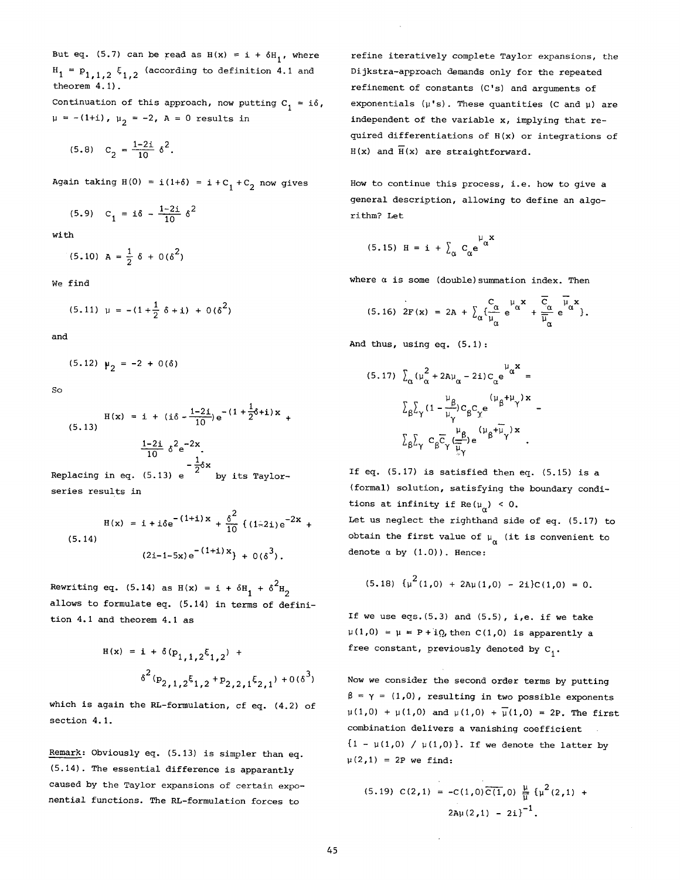But eq. (5.7) can be read as $H(x) = i + \delta H_1$, where $H_1 = p_{1,1,2}\,\xi_{1,2}$ (according to definition 4.1 and theorem 4.1).

Continuation of this approach, now putting $C_1 = i\delta$, $\mu = -(1+i)$, $\mu_2 = -2$, $A = 0$ results in

$$(5.8)\quad C_2 = \frac{1-2i}{10}\,\delta^2.$$

Again taking $H(0) = i(1+\delta) = i + C_1 + C_2$ now gives

$$(5.9)\quad C_1 = i\delta - \frac{1-2i}{10}\,\delta^2$$

with

$$(5.10)\quad A = \frac{1}{2}\,\delta + O(\delta^2)$$

We find

$$(5.11)\quad \mu = -(1 + \frac{1}{2}\,\delta + i) + O(\delta^2)$$

and

$$(5.12)\quad \mu_2 = -2 + O(\delta)$$

So

$$(5.13)\quad H(x) = i + (i\delta - \frac{1-2i}{10})\,e^{-(1+\frac{1}{2}\delta+i)x} + \frac{1-2i}{10}\,\delta^2 e^{-2x}.$$

Replacing in eq. (5.13) $e^{-\frac{1}{2}\delta x}$ by its Taylor-series results in

$$(5.14)\quad H(x) = i + i\delta e^{-(1+i)x} + \frac{\delta^2}{10}\,\{(1-2i)e^{-2x} + (2i-1-5x)e^{-(1+i)x}\} + O(\delta^3).$$

Rewriting eq. (5.14) as $H(x) = i + \delta H_1 + \delta^2 H_2$ allows to formulate eq. (5.14) in terms of definition 4.1 and theorem 4.1 as

$$H(x) = i + \delta(p_{1,1,2}\,\xi_{1,2}) + \delta^2(p_{2,1,2}\,\xi_{1,2} + p_{2,2,1}\,\xi_{2,1}) + O(\delta^3)$$

which is again the RL-formulation, cf eq. (4.2) of section 4.1.

Remark: Obviously eq. (5.13) is simpler than eq. (5.14). The essential difference is apparently caused by the Taylor expansions of certain exponential functions. The RL-formulation forces to refine iteratively complete Taylor expansions, the Dijkstra-approach demands only for the repeated refinement of constants (C's) and arguments of exponentials ($\mu$'s). These quantities (C and $\mu$) are independent of the variable x, implying that required differentiations of H(x) or integrations of H(x) and $\overline{H}(x)$ are straightforward.

How to continue this process, i.e. how to give a general description, allowing to define an algorithm? Let

$$(5.15)\quad H = i + \sum_\alpha C_\alpha e^{\mu_\alpha x}$$

where $\alpha$ is some (double) summation index. Then

$$(5.16)\quad 2F(x) = 2A + \sum_\alpha \{\frac{C_\alpha}{\mu_\alpha}\,e^{\mu_\alpha x} + \frac{\overline{C}_\alpha}{\overline{\mu}_\alpha}\,e^{\overline{\mu}_\alpha x}\}.$$

And thus, using eq. (5.1):

$$(5.17)\quad \sum_\alpha (\mu_\alpha^2 + 2A\mu_\alpha - 2i)C_\alpha e^{\mu_\alpha x} = \sum_\beta \sum_\gamma (1 - \frac{\mu_\beta}{\mu_\gamma})C_\beta C_\gamma e^{(\mu_\beta+\mu_\gamma)x} - \sum_\beta \sum_\gamma C_\beta \overline{C}_\gamma (\frac{\mu_\beta}{\overline{\mu}_\gamma})e^{(\mu_\beta+\overline{\mu}_\gamma)x}.$$

If eq. (5.17) is satisfied then eq. (5.15) is a (formal) solution, satisfying the boundary conditions at infinity if $\mathrm{Re}(\mu_\alpha) < 0$.

Let us neglect the righthand side of eq. (5.17) to obtain the first value of $\mu_\alpha$ (it is convenient to denote $\alpha$ by (1.0)). Hence:

$$(5.18)\quad \{\mu^2(1,0) + 2A\mu(1,0) - 2i\}C(1,0) = 0.$$

If we use eqs. (5.3) and (5.5), i.e. if we take $\mu(1,0) = \mu = P + i\Omega$, then $C(1,0)$ is apparently a free constant, previously denoted by $C_1$.

Now we consider the second order terms by putting $\beta = \gamma = (1,0)$, resulting in two possible exponents $\mu(1,0) + \mu(1,0)$ and $\mu(1,0) + \overline{\mu}(1,0) = 2P$. The first combination delivers a vanishing coefficient $\{1 - \mu(1,0)\,/\,\mu(1,0)\}$. If we denote the latter by $\mu(2,1) = 2P$ we find:

$$(5.19)\quad C(2,1) = -C(1,0)\overline{C(1,0)}\,\frac{\mu}{\overline{\mu}}\,\{\mu^2(2,1) + 2A\mu(2,1) - 2i\}^{-1}.$$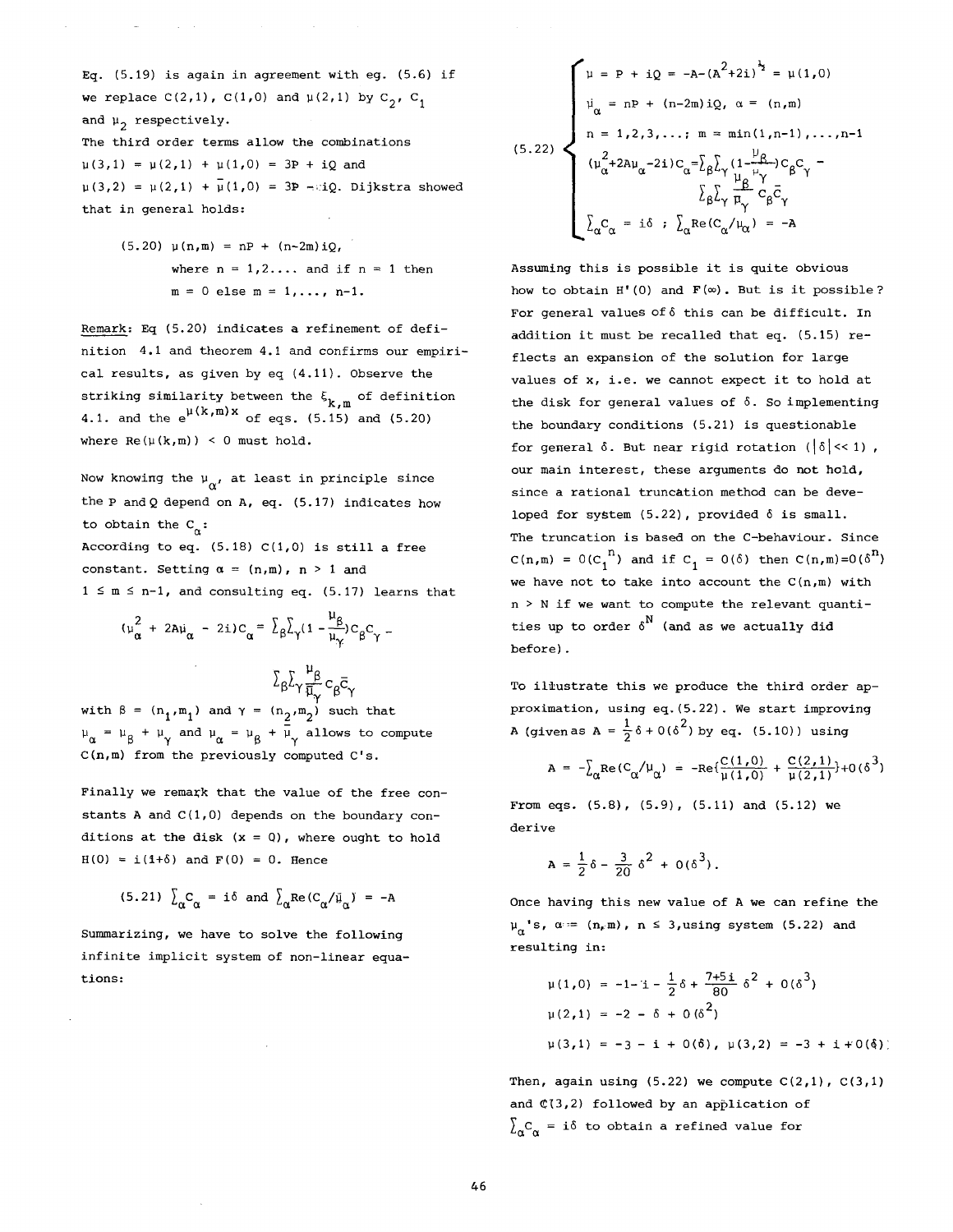Eq. (5.19) is again in agreement with eq. (5.6) if we replace C(2,1), C(1,0) and $\mu(2,1)$ by $C_2$, $C_1$ and $\mu_2$ respectively.

The third order terms allow the combinations $\mu(3,1) = \mu(2,1) + \mu(1,0) = 3P + iQ$ and $\mu(3,2) = \mu(2,1) + \bar{\mu}(1,0) = 3P - iQ$. Dijkstra showed that in general holds:

(5.20) $\mu(n,m) = nP + (n-2m)iQ$,

where $n = 1,2....$ and if $n = 1$ then $m = 0$ else $m = 1,..., n-1$.

Remark: Eq (5.20) indicates a refinement of definition 4.1 and theorem 4.1 and confirms our empirical results, as given by eq (4.11). Observe the striking similarity between the $\xi_{k,m}$ of definition 4.1. and the $e^{\mu(k,m)x}$ of eqs. (5.15) and (5.20) where $\mathrm{Re}(\mu(k,m)) < 0$ must hold.

Now knowing the $\mu_\alpha$, at least in principle since the P and Q depend on A, eq. (5.17) indicates how to obtain the $C_\alpha$:

According to eq. (5.18) C(1,0) is still a free constant. Setting $\alpha = (n,m)$, $n > 1$ and $1 \le m \le n-1$, and consulting eq. (5.17) learns that

$$(\mu_\alpha^2 + 2A\mu_\alpha - 2i)C_\alpha = \sum_\beta\sum_\gamma(1 - \frac{\mu_\beta}{\mu_\gamma})C_\beta C_\gamma - \sum_\beta\sum_\gamma \frac{\mu_\beta}{\bar{\mu}_\gamma} C_\beta \bar{C}_\gamma$$

with $\beta = (n_1,m_1)$ and $\gamma = (n_2,m_2)$ such that $\mu_\alpha = \mu_\beta + \mu_\gamma$ and $\mu_\alpha = \mu_\beta + \bar{\mu}_\gamma$ allows to compute C(n,m) from the previously computed C's.

Finally we remark that the value of the free constants A and C(1,0) depends on the boundary conditions at the disk (x = 0), where ought to hold $H(0) = i(1+\delta)$ and $F(0) = 0$. Hence

(5.21) $\sum_\alpha C_\alpha = i\delta$ and $\sum_\alpha \mathrm{Re}(C_\alpha/\mu_\alpha) = -A$

Summarizing, we have to solve the following infinite implicit system of non-linear equations:

$$(5.22)\quad \begin{cases} \mu = P + iQ = -A-(A^2+2i)^{\frac{1}{2}} = \mu(1,0) \\ \mu_\alpha = nP + (n-2m)iQ,\ \alpha = (n,m) \\ n = 1,2,3,...;\ m = \min(1,n-1),...,n-1 \\ (\mu_\alpha^2+2A\mu_\alpha-2i)C_\alpha = \sum_\beta\sum_\gamma(1-\frac{\mu_\beta}{\mu_\gamma})C_\beta C_\gamma - \sum_\beta\sum_\gamma \frac{\mu_\beta}{\bar{\mu}_\gamma} C_\beta \bar{C}_\gamma \\ \sum_\alpha C_\alpha = i\delta\ ;\ \sum_\alpha \mathrm{Re}(C_\alpha/\mu_\alpha) = -A \end{cases}$$

Assuming this is possible it is quite obvious how to obtain H'(0) and $F(\infty)$. But is it possible? For general values of $\delta$ this can be difficult. In addition it must be recalled that eq. (5.15) reflects an expansion of the solution for large values of x, i.e. we cannot expect it to hold at the disk for general values of $\delta$. So implementing the boundary conditions (5.21) is questionable for general $\delta$. But near rigid rotation ($|\delta| \ll 1$), our main interest, these arguments do not hold, since a rational truncation method can be developed for system (5.22), provided $\delta$ is small. The truncation is based on the C-behaviour. Since $C(n,m) = O(C_1^n)$ and if $C_1 = O(\delta)$ then $C(n,m) = O(\delta^n)$ we have not to take into account the C(n,m) with $n > N$ if we want to compute the relevant quantities up to order $\delta^N$ (and as we actually did before).

To illustrate this we produce the third order approximation, using eq. (5.22). We start improving A (given as $A = \frac{1}{2}\delta + O(\delta^2)$ by eq. (5.10)) using

$$A = -\sum_\alpha \mathrm{Re}(C_\alpha/\mu_\alpha) = -\mathrm{Re}\{\frac{C(1,0)}{\mu(1,0)} + \frac{C(2,1)}{\mu(2,1)}\} + O(\delta^3)$$

From eqs. (5.8), (5.9), (5.11) and (5.12) we derive

$$A = \frac{1}{2}\delta - \frac{3}{20}\delta^2 + O(\delta^3).$$

Once having this new value of A we can refine the $\mu_\alpha$'s, $\alpha = (n,m)$, $n \le 3$, using system (5.22) and resulting in:

$$\mu(1,0) = -1-i - \frac{1}{2}\delta + \frac{7+5i}{80}\delta^2 + O(\delta^3)$$

$$\mu(2,1) = -2 - \delta + O(\delta^2)$$

$$\mu(3,1) = -3 - i + O(\delta),\ \mu(3,2) = -3 + i + O(\delta)$$

Then, again using (5.22) we compute C(2,1), C(3,1) and C(3,2) followed by an application of $\sum_\alpha C_\alpha = i\delta$ to obtain a refined value for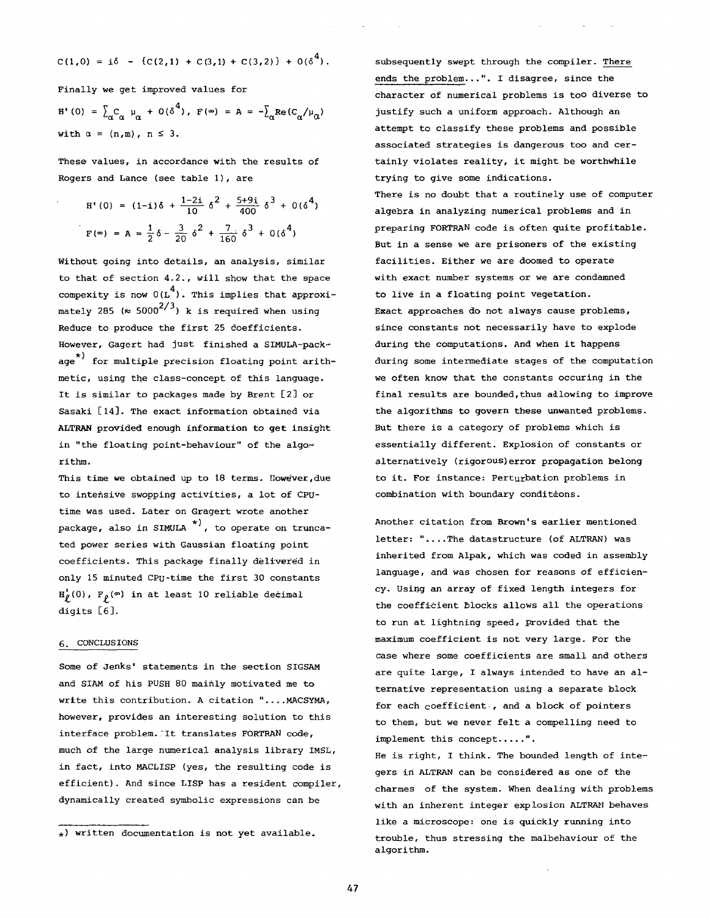$$C(1,0) = i\delta - \{C(2,1) + C(3,1) + C(3,2)\} + O(\delta^4).$$

Finally we get improved values for

$$H'(0) = \sum_\alpha C_\alpha \mu_\alpha + O(\delta^4), \; F(\infty) = A = -\sum_\alpha \mathrm{Re}(C_\alpha/\mu_\alpha)$$

with $\alpha = (n,m)$, $n \le 3$.

These values, in accordance with the results of Rogers and Lance (see table 1), are

$$H'(0) = (1-i)\delta + \frac{1-2i}{10}\delta^2 + \frac{5+9i}{400}\delta^3 + O(\delta^4)$$

$$F(\infty) = A = \frac{1}{2}\delta - \frac{3}{20}\delta^2 + \frac{7}{160}\delta^3 + O(\delta^4)$$

Without going into details, an analysis, similar to that of section 4.2., will show that the space compexity is now $O(L^4)$. This implies that approximately 285 ($\approx 5000^{2/3}$) k is required when using Reduce to produce the first 25 coefficients. However, Gagert had just finished a SIMULA-package*) for multiple precision floating point arithmetic, using the class-concept of this language. It is similar to packages made by Brent [2] or Sasaki [14]. The exact information obtained via ALTRAN provided enough information to get insight in "the floating point-behaviour" of the algorithm.

This time we obtained up to 18 terms. However, due to intensive swopping activities, a lot of CPU-time was used. Later on Gragert wrote another package, also in SIMULA *), to operate on truncated power series with Gaussian floating point coefficients. This package finally delivered in only 15 minuted CPU-time the first 30 constants $H'_\ell(0)$, $F_\ell(\infty)$ in at least 10 reliable decimal digits [6].

## 6. CONCLUSIONS

Some of Jenks' statements in the section SIGSAM and SIAM of his PUSH 80 mainly motivated me to write this contribution. A citation "....MACSYMA, however, provides an interesting solution to this interface problem. It translates FORTRAN code, much of the large numerical analysis library IMSL, in fact, into MACLISP (yes, the resulting code is efficient). And since LISP has a resident compiler, dynamically created symbolic expressions can be subsequently swept through the compiler. There ends the problem...". I disagree, since the character of numerical problems is too diverse to justify such a uniform approach. Although an attempt to classify these problems and possible associated strategies is dangerous too and certainly violates reality, it might be worthwhile trying to give some indications.

There is no doubt that a routinely use of computer algebra in analyzing numerical problems and in preparing FORTRAN code is often quite profitable. But in a sense we are prisoners of the existing facilities. Either we are doomed to operate with exact number systems or we are condamned to live in a floating point vegetation.

Exact approaches do not always cause problems, since constants not necessarily have to explode during the computations. And when it happens during some intermediate stages of the computation we often know that the constants occuring in the final results are bounded, thus allowing to improve the algorithms to govern these unwanted problems. But there is a category of problems which is essentially different. Explosion of constants or alternatively (rigorous) error propagation belong to it. For instance: Perturbation problems in combination with boundary conditions.

Another citation from Brown's earlier mentioned letter: "....The datastructure (of ALTRAN) was inherited from Alpak, which was coded in assembly language, and was chosen for reasons of efficiency. Using an array of fixed length integers for the coefficient blocks allows all the operations to run at lightning speed, provided that the maximum coefficient is not very large. For the case where some coefficients are small and others are quite large, I always intended to have an alternative representation using a separate block for each coefficient , and a block of pointers to them, but we never felt a compelling need to implement this concept.....".

He is right, I think. The bounded length of integers in ALTRAN can be considered as one of the charmes of the system. When dealing with problems with an inherent integer explosion ALTRAN behaves like a microscope: one is quickly running into trouble, thus stressing the malbehaviour of the algorithm.

---

*) written documentation is not yet available.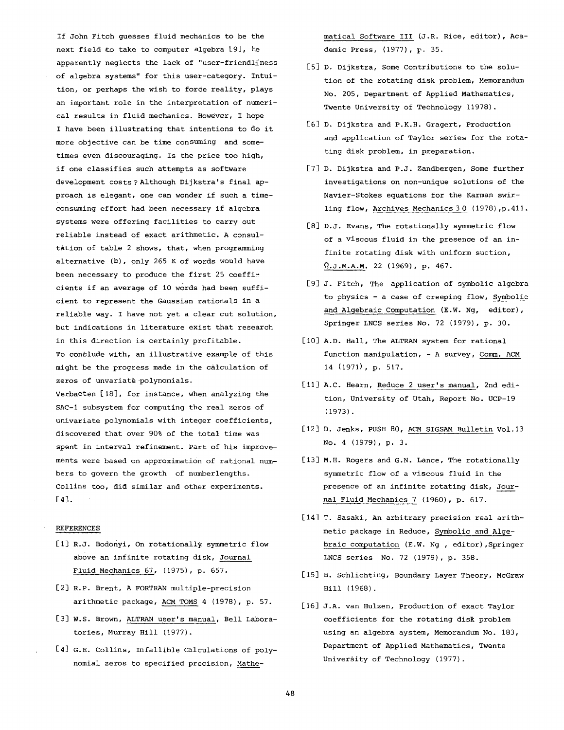If John Fitch guesses fluid mechanics to be the next field to take to computer algebra [9], he apparently neglects the lack of "user-friendliness of algebra systems" for this user-category. Intuition, or perhaps the wish to force reality, plays an important role in the interpretation of numerical results in fluid mechanics. However, I hope I have been illustrating that intentions to do it more objective can be time consuming and sometimes even discouraging. Is the price too high, if one classifies such attempts as software development costs? Although Dijkstra's final approach is elegant, one can wonder if such a time-consuming effort had been necessary if algebra systems were offering facilities to carry out reliable instead of exact arithmetic. A consultation of table 2 shows, that, when programming alternative (b), only 265 K of words would have been necessary to produce the first 25 coefficients if an average of 10 words had been sufficient to represent the Gaussian rationals in a reliable way. I have not yet a clear cut solution, but indications in literature exist that research in this direction is certainly profitable.

To conclude with, an illustrative example of this might be the progress made in the calculation of zeros of unvariate polynomials.

Verbaeten [18], for instance, when analyzing the SAC-1 subsystem for computing the real zeros of univariate polynomials with integer coefficients, discovered that over 90% of the total time was spent in interval refinement. Part of his improvements were based on approximation of rational numbers to govern the growth of numberlengths. Collins too, did similar and other experiments. [4].

## REFERENCES

[1] R.J. Bodonyi, On rotationally symmetric flow above an infinite rotating disk, Journal Fluid Mechanics 67, (1975), p. 657.

[2] R.P. Brent, A FORTRAN multiple-precision arithmetic package, ACM TOMS 4 (1978), p. 57.

[3] W.S. Brown, ALTRAN user's manual, Bell Laboratories, Murray Hill (1977).

[4] G.E. Collins, Infallible calculations of polynomial zeros to specified precision, Mathematical Software III (J.R. Rice, editor), Academic Press, (1977), p. 35.

[5] D. Dijkstra, Some Contributions to the solution of the rotating disk problem, Memorandum No. 205, Department of Applied Mathematics, Twente University of Technology (1978).

[6] D. Dijkstra and P.K.H. Gragert, Production and application of Taylor series for the rotating disk problem, in preparation.

[7] D. Dijkstra and P.J. Zandbergen, Some further investigations on non-unique solutions of the Navier-Stokes equations for the Karman swirling flow, Archives Mechanics 30 (1978), p.411.

[8] D.J. Evans, The rotationally symmetric flow of a viscous fluid in the presence of an infinite rotating disk with uniform suction, Q.J.M.A.M. 22 (1969), p. 467.

[9] J. Fitch, The application of symbolic algebra to physics - a case of creeping flow, Symbolic and Algebraic Computation (E.W. Ng, editor), Springer LNCS series No. 72 (1979), p. 30.

[10] A.D. Hall, The ALTRAN system for rational function manipulation, - A survey, Comm. ACM 14 (1971), p. 517.

[11] A.C. Hearn, Reduce 2 user's manual, 2nd edition, University of Utah, Report No. UCP-19 (1973).

[12] D. Jenks, PUSH 80, ACM SIGSAM Bulletin Vol.13 No. 4 (1979), p. 3.

[13] M.H. Rogers and G.N. Lance, The rotationally symmetric flow of a viscous fluid in the presence of an infinite rotating disk, Journal Fluid Mechanics 7 (1960), p. 617.

[14] T. Sasaki, An arbitrary precision real arithmetic package in Reduce, Symbolic and Algebraic computation (E.W. Ng , editor), Springer LNCS series No. 72 (1979), p. 358.

[15] H. Schlichting, Boundary Layer Theory, McGraw Hill (1968).

[16] J.A. van Hulzen, Production of exact Taylor coefficients for the rotating disk problem using an algebra aystem, Memorandum No. 183, Department of Applied Mathematics, Twente University of Technology (1977).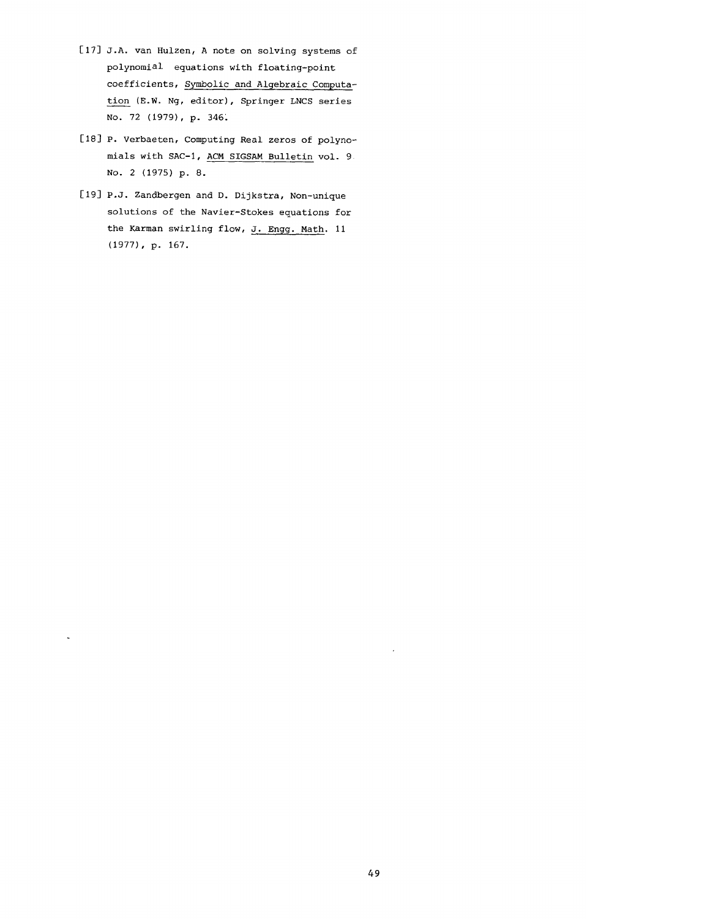[17] J.A. van Hulzen, A note on solving systems of polynomial equations with floating-point coefficients, Symbolic and Algebraic Computation (E.W. Ng, editor), Springer LNCS series No. 72 (1979), p. 346.

[18] P. Verbaeten, Computing Real zeros of polynomials with SAC-1, ACM SIGSAM Bulletin vol. 9 No. 2 (1975) p. 8.

[19] P.J. Zandbergen and D. Dijkstra, Non-unique solutions of the Navier-Stokes equations for the Karman swirling flow, J. Engg. Math. 11 (1977), p. 167.